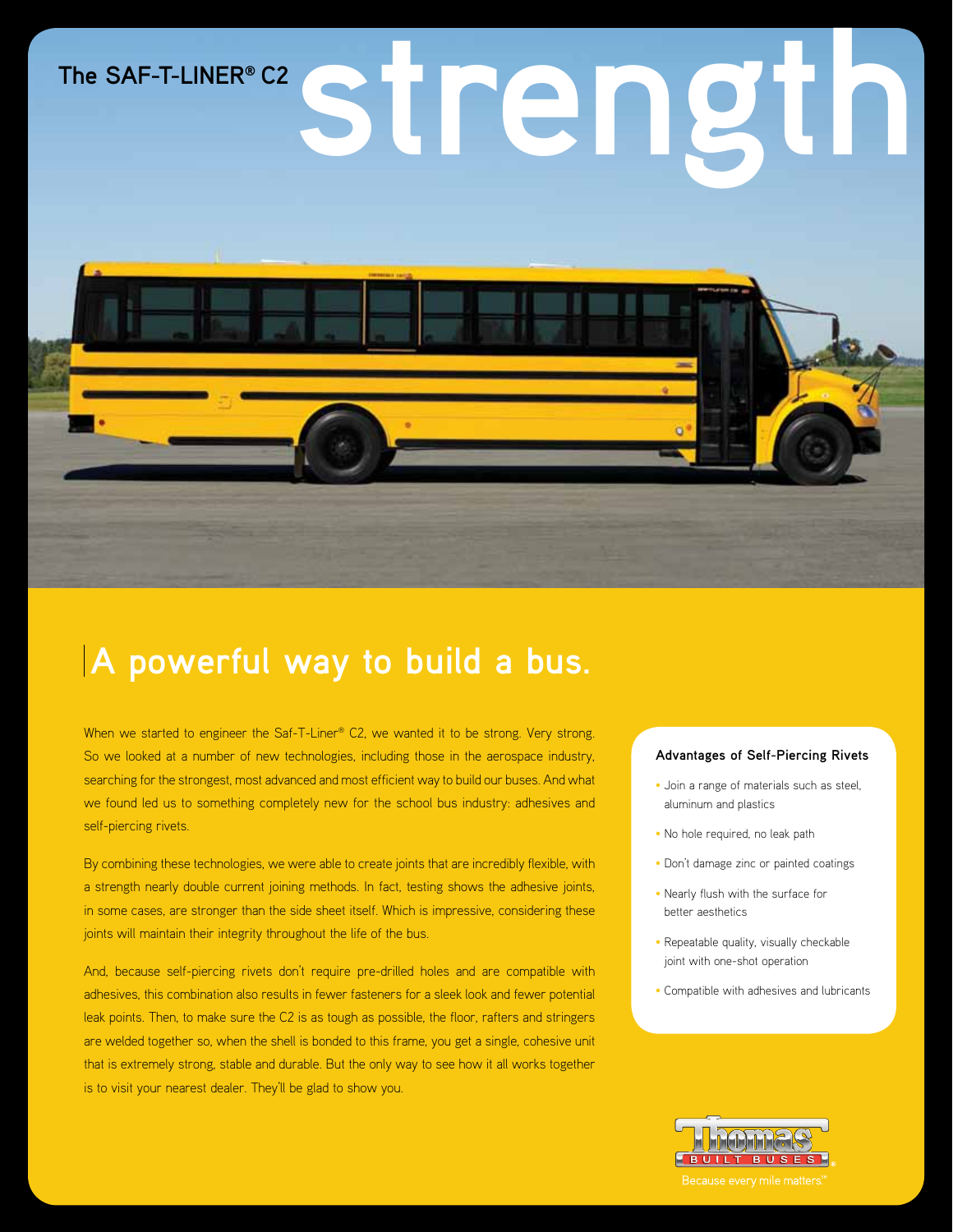The SAF-T-LINER® C2

# strength

## A powerful way to build a bus.

When we started to engineer the Saf-T-Liner® C2, we wanted it to be strong. Very strong. So we looked at a number of new technologies, including those in the aerospace industry, searching for the strongest, most advanced and most efficient way to build our buses. And what we found led us to something completely new for the school bus industry: adhesives and self-piercing rivets.

By combining these technologies, we were able to create joints that are incredibly flexible, with a strength nearly double current joining methods. In fact, testing shows the adhesive joints, in some cases, are stronger than the side sheet itself. Which is impressive, considering these joints will maintain their integrity throughout the life of the bus.

And, because self-piercing rivets don't require pre-drilled holes and are compatible with adhesives, this combination also results in fewer fasteners for a sleek look and fewer potential leak points. Then, to make sure the C2 is as tough as possible, the floor, rafters and stringers are welded together so, when the shell is bonded to this frame, you get a single, cohesive unit that is extremely strong, stable and durable. But the only way to see how it all works together is to visit your nearest dealer. They'll be glad to show you.

**Advantages of Self-Piercing Rivets**

- Join a range of materials such as steel, aluminum and plastics
- No hole required, no leak path
- Don't damage zinc or painted coatings
- Nearly flush with the surface for better aesthetics
- Repeatable quality, visually checkable joint with one-shot operation
- Compatible with adhesives and lubricants

Thomas BUILT BUSES®

Because every mile matters.℠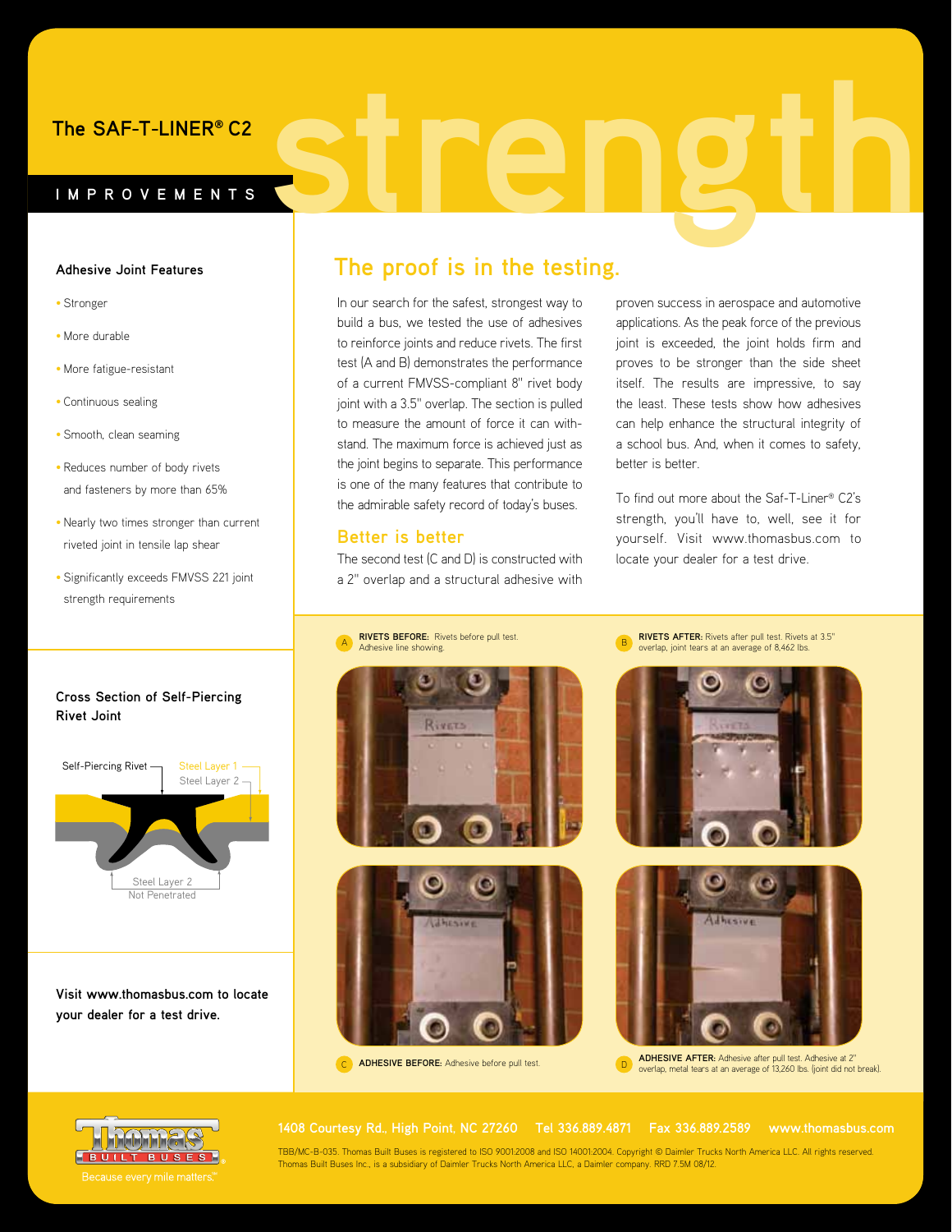## The SAF-T-LINER® C2

# strength

IMPROVEMENTS

### Adhesive Joint Features

- Stronger
- More durable
- More fatigue-resistant
- Continuous sealing
- Smooth, clean seaming
- Reduces number of body rivets and fasteners by more than 65%
- Nearly two times stronger than current riveted joint in tensile lap shear
- Significantly exceeds FMVSS 221 joint strength requirements

### Cross Section of Self-Piercing Rivet Joint

Self-Piercing Rivet

Steel Layer 1

Steel Layer 2

Steel Layer 2
Not Penetrated

**Visit www.thomasbus.com to locate your dealer for a test drive.**

## The proof is in the testing.

In our search for the safest, strongest way to build a bus, we tested the use of adhesives to reinforce joints and reduce rivets. The first test (A and B) demonstrates the performance of a current FMVSS-compliant 8" rivet body joint with a 3.5" overlap. The section is pulled to measure the amount of force it can withstand. The maximum force is achieved just as the joint begins to separate. This performance is one of the many features that contribute to the admirable safety record of today's buses.

### Better is better

The second test (C and D) is constructed with a 2" overlap and a structural adhesive with proven success in aerospace and automotive applications. As the peak force of the previous joint is exceeded, the joint holds firm and proves to be stronger than the side sheet itself. The results are impressive, to say the least. These tests show how adhesives can help enhance the structural integrity of a school bus. And, when it comes to safety, better is better.

To find out more about the Saf-T-Liner® C2's strength, you'll have to, well, see it for yourself. Visit www.thomasbus.com to locate your dealer for a test drive.

A **RIVETS BEFORE:** Rivets before pull test. Adhesive line showing.

B **RIVETS AFTER:** Rivets after pull test. Rivets at 3.5" overlap, joint tears at an average of 8,462 lbs.

C **ADHESIVE BEFORE:** Adhesive before pull test.

D **ADHESIVE AFTER:** Adhesive after pull test. Adhesive at 2" overlap, metal tears at an average of 13,260 lbs. (joint did not break).

Thomas BUILT BUSES® Because every mile matters.™

1408 Courtesy Rd., High Point, NC 27260 Tel 336.889.4871 Fax 336.889.2589 www.thomasbus.com

TBB/MC-B-035. Thomas Built Buses is registered to ISO 9001:2008 and ISO 14001:2004. Copyright © Daimler Trucks North America LLC. All rights reserved. Thomas Built Buses Inc., is a subsidiary of Daimler Trucks North America LLC, a Daimler company. RRD 7.5M 08/12.